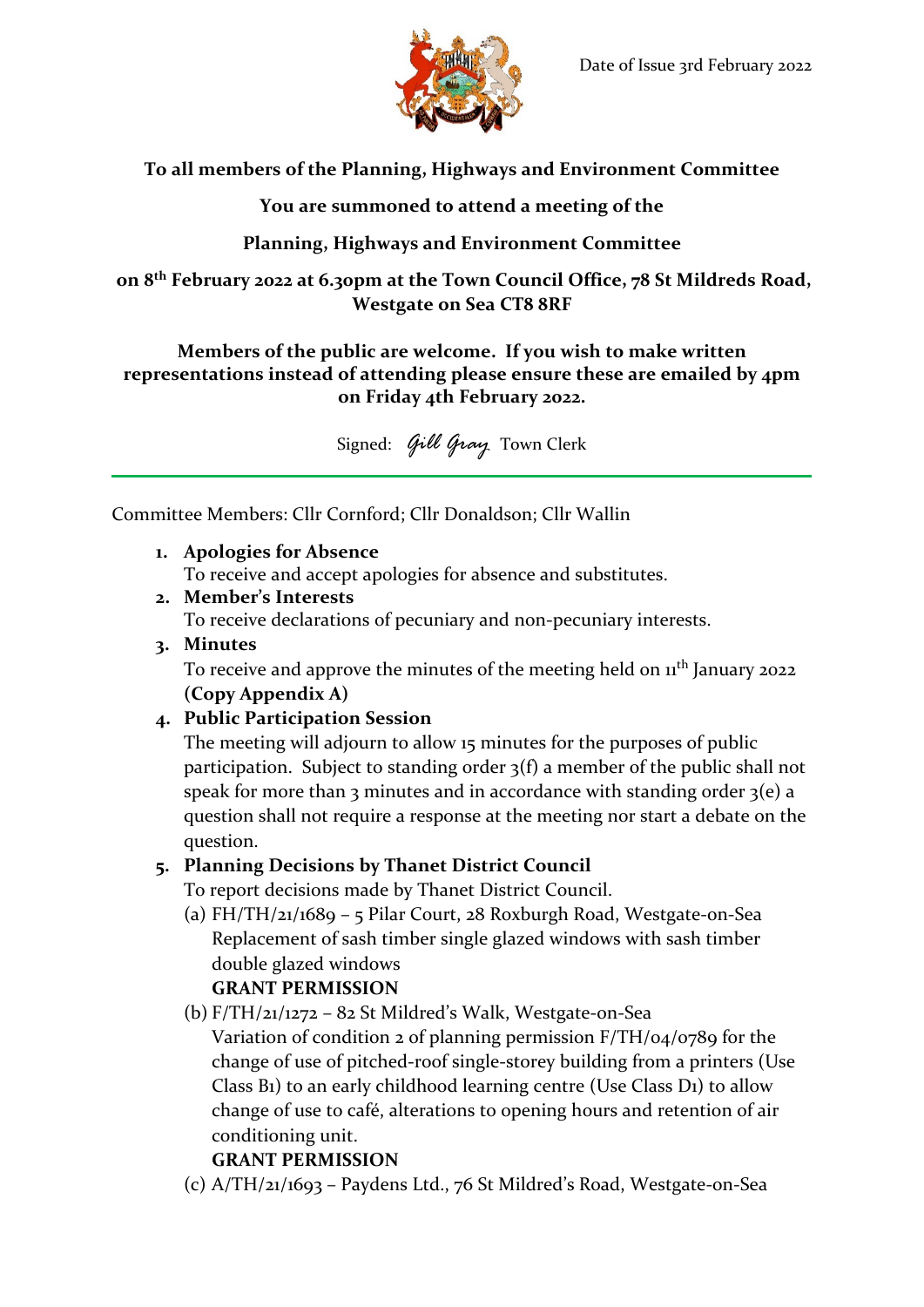Date of Issue 3rd February 2022

**To all members of the Planning, Highways and Environment Committee**

**You are summoned to attend a meeting of the**

**Planning, Highways and Environment Committee**

**on 8th February 2022 at 6.30pm at the Town Council Office, 78 St Mildreds Road, Westgate on Sea CT8 8RF**

**Members of the public are welcome. If you wish to make written representations instead of attending please ensure these are emailed by 4pm on Friday 4th February 2022.**

Signed: *Gill Gray* Town Clerk

---

Committee Members: Cllr Cornford; Cllr Donaldson; Cllr Wallin

1. **Apologies for Absence**
   To receive and accept apologies for absence and substitutes.
2. **Member's Interests**
   To receive declarations of pecuniary and non-pecuniary interests.
3. **Minutes**
   To receive and approve the minutes of the meeting held on 11th January 2022 **(Copy Appendix A)**
4. **Public Participation Session**
   The meeting will adjourn to allow 15 minutes for the purposes of public participation. Subject to standing order 3(f) a member of the public shall not speak for more than 3 minutes and in accordance with standing order 3(e) a question shall not require a response at the meeting nor start a debate on the question.
5. **Planning Decisions by Thanet District Council**
   To report decisions made by Thanet District Council.
   (a) FH/TH/21/1689 – 5 Pilar Court, 28 Roxburgh Road, Westgate-on-Sea
   Replacement of sash timber single glazed windows with sash timber double glazed windows
   **GRANT PERMISSION**
   (b) F/TH/21/1272 – 82 St Mildred's Walk, Westgate-on-Sea
   Variation of condition 2 of planning permission F/TH/04/0789 for the change of use of pitched-roof single-storey building from a printers (Use Class B1) to an early childhood learning centre (Use Class D1) to allow change of use to café, alterations to opening hours and retention of air conditioning unit.
   **GRANT PERMISSION**
   (c) A/TH/21/1693 – Paydens Ltd., 76 St Mildred's Road, Westgate-on-Sea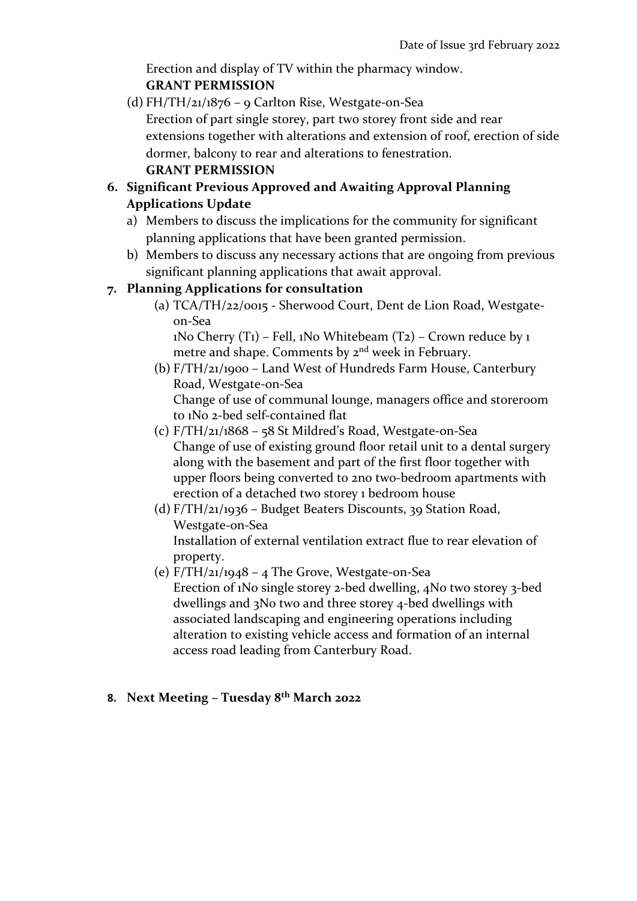Date of Issue 3rd February 2022

Erection and display of TV within the pharmacy window.
**GRANT PERMISSION**

(d) FH/TH/21/1876 – 9 Carlton Rise, Westgate-on-Sea
Erection of part single storey, part two storey front side and rear extensions together with alterations and extension of roof, erection of side dormer, balcony to rear and alterations to fenestration.
**GRANT PERMISSION**

**6. Significant Previous Approved and Awaiting Approval Planning Applications Update**

a) Members to discuss the implications for the community for significant planning applications that have been granted permission.
b) Members to discuss any necessary actions that are ongoing from previous significant planning applications that await approval.

**7. Planning Applications for consultation**

(a) TCA/TH/22/0015 - Sherwood Court, Dent de Lion Road, Westgate-on-Sea
1No Cherry (T1) – Fell, 1No Whitebeam (T2) – Crown reduce by 1 metre and shape. Comments by 2nd week in February.

(b) F/TH/21/1900 – Land West of Hundreds Farm House, Canterbury Road, Westgate-on-Sea
Change of use of communal lounge, managers office and storeroom to 1No 2-bed self-contained flat

(c) F/TH/21/1868 – 58 St Mildred's Road, Westgate-on-Sea
Change of use of existing ground floor retail unit to a dental surgery along with the basement and part of the first floor together with upper floors being converted to 2no two-bedroom apartments with erection of a detached two storey 1 bedroom house

(d) F/TH/21/1936 – Budget Beaters Discounts, 39 Station Road, Westgate-on-Sea
Installation of external ventilation extract flue to rear elevation of property.

(e) F/TH/21/1948 – 4 The Grove, Westgate-on-Sea
Erection of 1No single storey 2-bed dwelling, 4No two storey 3-bed dwellings and 3No two and three storey 4-bed dwellings with associated landscaping and engineering operations including alteration to existing vehicle access and formation of an internal access road leading from Canterbury Road.

**8. Next Meeting – Tuesday 8th March 2022**